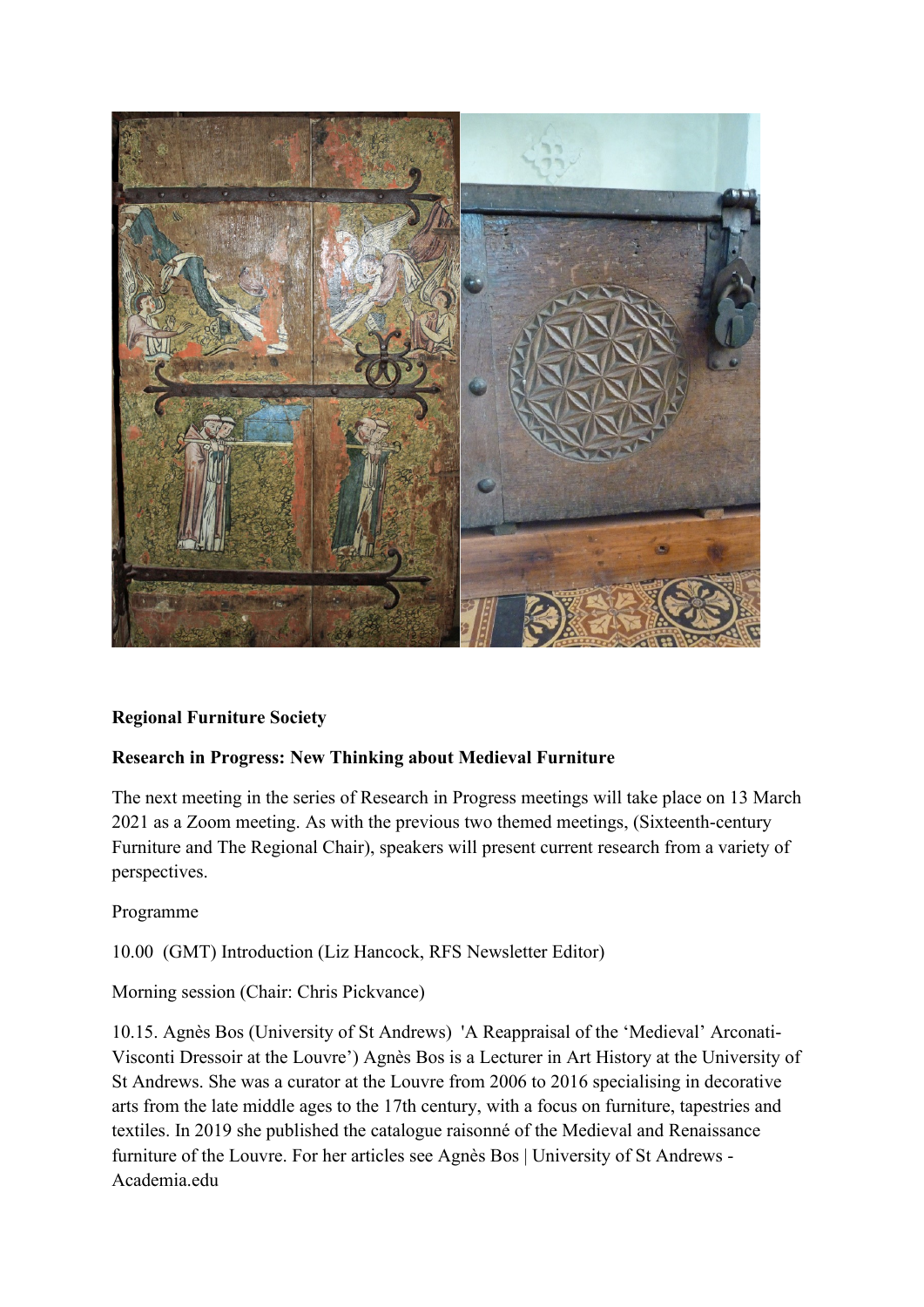**Regional Furniture Society**

**Research in Progress: New Thinking about Medieval Furniture**

The next meeting in the series of Research in Progress meetings will take place on 13 March 2021 as a Zoom meeting. As with the previous two themed meetings, (Sixteenth-century Furniture and The Regional Chair), speakers will present current research from a variety of perspectives.

Programme

10.00 (GMT) Introduction (Liz Hancock, RFS Newsletter Editor)

Morning session (Chair: Chris Pickvance)

10.15. Agnès Bos (University of St Andrews) 'A Reappraisal of the 'Medieval' Arconati-Visconti Dressoir at the Louvre') Agnès Bos is a Lecturer in Art History at the University of St Andrews. She was a curator at the Louvre from 2006 to 2016 specialising in decorative arts from the late middle ages to the 17th century, with a focus on furniture, tapestries and textiles. In 2019 she published the catalogue raisonné of the Medieval and Renaissance furniture of the Louvre. For her articles see Agnès Bos | University of St Andrews - Academia.edu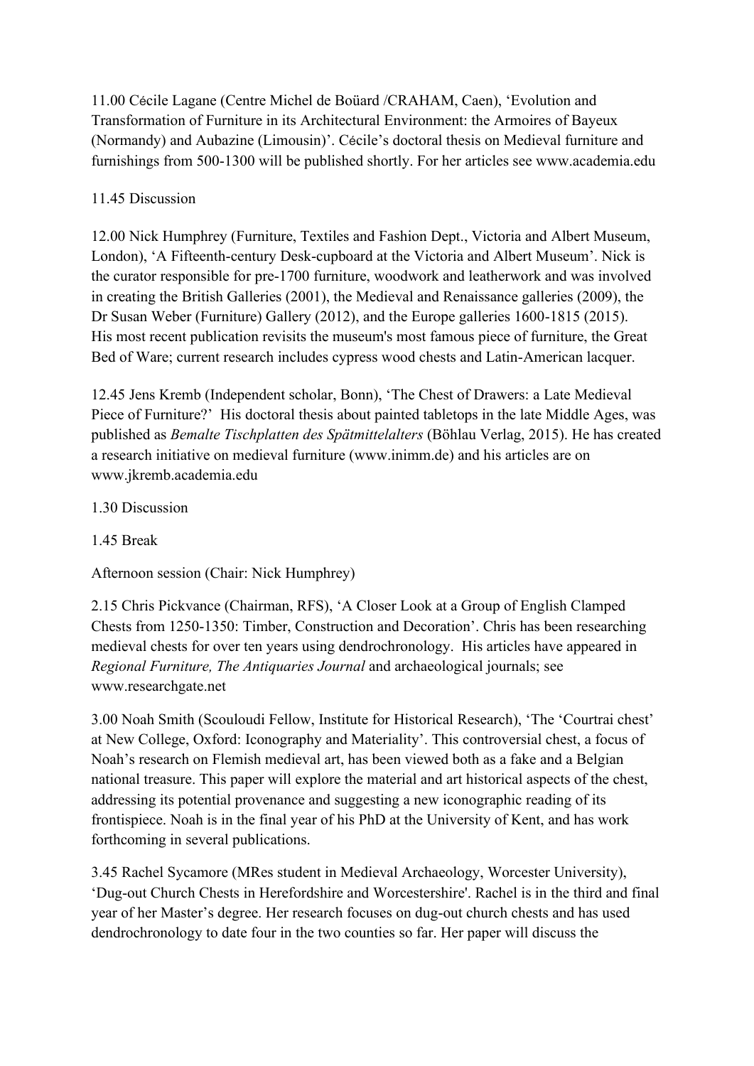11.00 Cécile Lagane (Centre Michel de Boüard /CRAHAM, Caen), 'Evolution and Transformation of Furniture in its Architectural Environment: the Armoires of Bayeux (Normandy) and Aubazine (Limousin)'. Cécile's doctoral thesis on Medieval furniture and furnishings from 500-1300 will be published shortly. For her articles see www.academia.edu

11.45 Discussion

12.00 Nick Humphrey (Furniture, Textiles and Fashion Dept., Victoria and Albert Museum, London), 'A Fifteenth-century Desk-cupboard at the Victoria and Albert Museum'. Nick is the curator responsible for pre-1700 furniture, woodwork and leatherwork and was involved in creating the British Galleries (2001), the Medieval and Renaissance galleries (2009), the Dr Susan Weber (Furniture) Gallery (2012), and the Europe galleries 1600-1815 (2015). His most recent publication revisits the museum's most famous piece of furniture, the Great Bed of Ware; current research includes cypress wood chests and Latin-American lacquer.

12.45 Jens Kremb (Independent scholar, Bonn), 'The Chest of Drawers: a Late Medieval Piece of Furniture?' His doctoral thesis about painted tabletops in the late Middle Ages, was published as *Bemalte Tischplatten des Spätmittelalters* (Böhlau Verlag, 2015). He has created a research initiative on medieval furniture (www.inimm.de) and his articles are on www.jkremb.academia.edu

1.30 Discussion

1.45 Break

Afternoon session (Chair: Nick Humphrey)

2.15 Chris Pickvance (Chairman, RFS), 'A Closer Look at a Group of English Clamped Chests from 1250-1350: Timber, Construction and Decoration'. Chris has been researching medieval chests for over ten years using dendrochronology. His articles have appeared in *Regional Furniture, The Antiquaries Journal* and archaeological journals; see www.researchgate.net

3.00 Noah Smith (Scouloudi Fellow, Institute for Historical Research), 'The 'Courtrai chest' at New College, Oxford: Iconography and Materiality'. This controversial chest, a focus of Noah's research on Flemish medieval art, has been viewed both as a fake and a Belgian national treasure. This paper will explore the material and art historical aspects of the chest, addressing its potential provenance and suggesting a new iconographic reading of its frontispiece. Noah is in the final year of his PhD at the University of Kent, and has work forthcoming in several publications.

3.45 Rachel Sycamore (MRes student in Medieval Archaeology, Worcester University), 'Dug-out Church Chests in Herefordshire and Worcestershire'. Rachel is in the third and final year of her Master's degree. Her research focuses on dug-out church chests and has used dendrochronology to date four in the two counties so far. Her paper will discuss the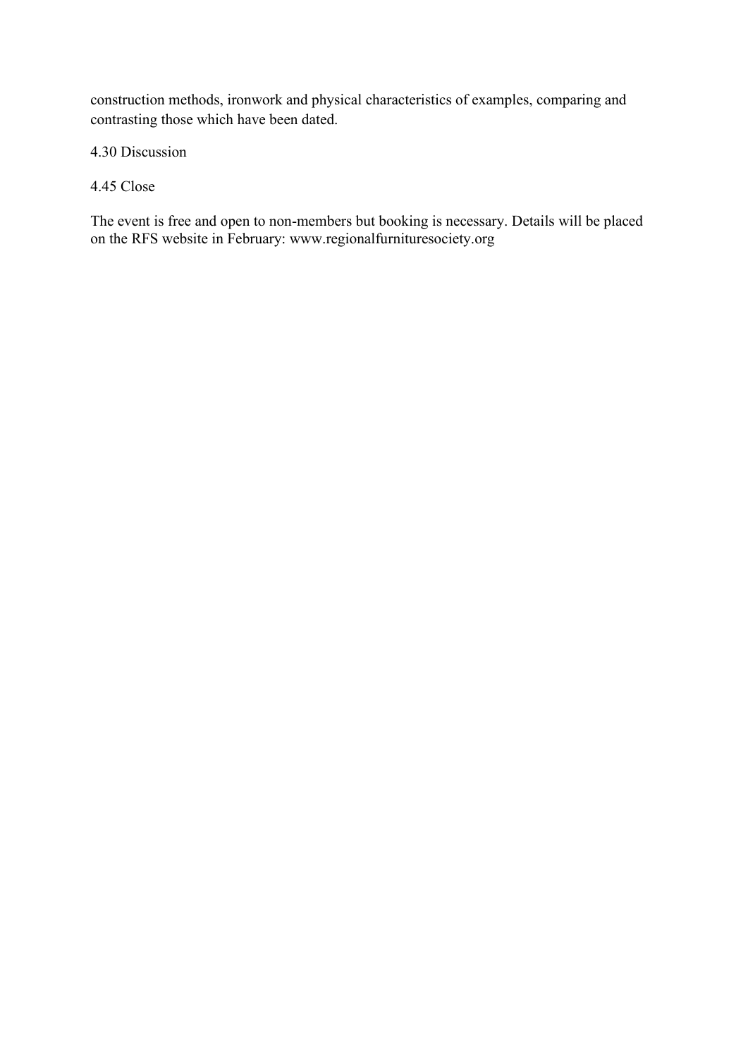construction methods, ironwork and physical characteristics of examples, comparing and contrasting those which have been dated.

4.30 Discussion

4.45 Close

The event is free and open to non-members but booking is necessary. Details will be placed on the RFS website in February: www.regionalfurnituresociety.org